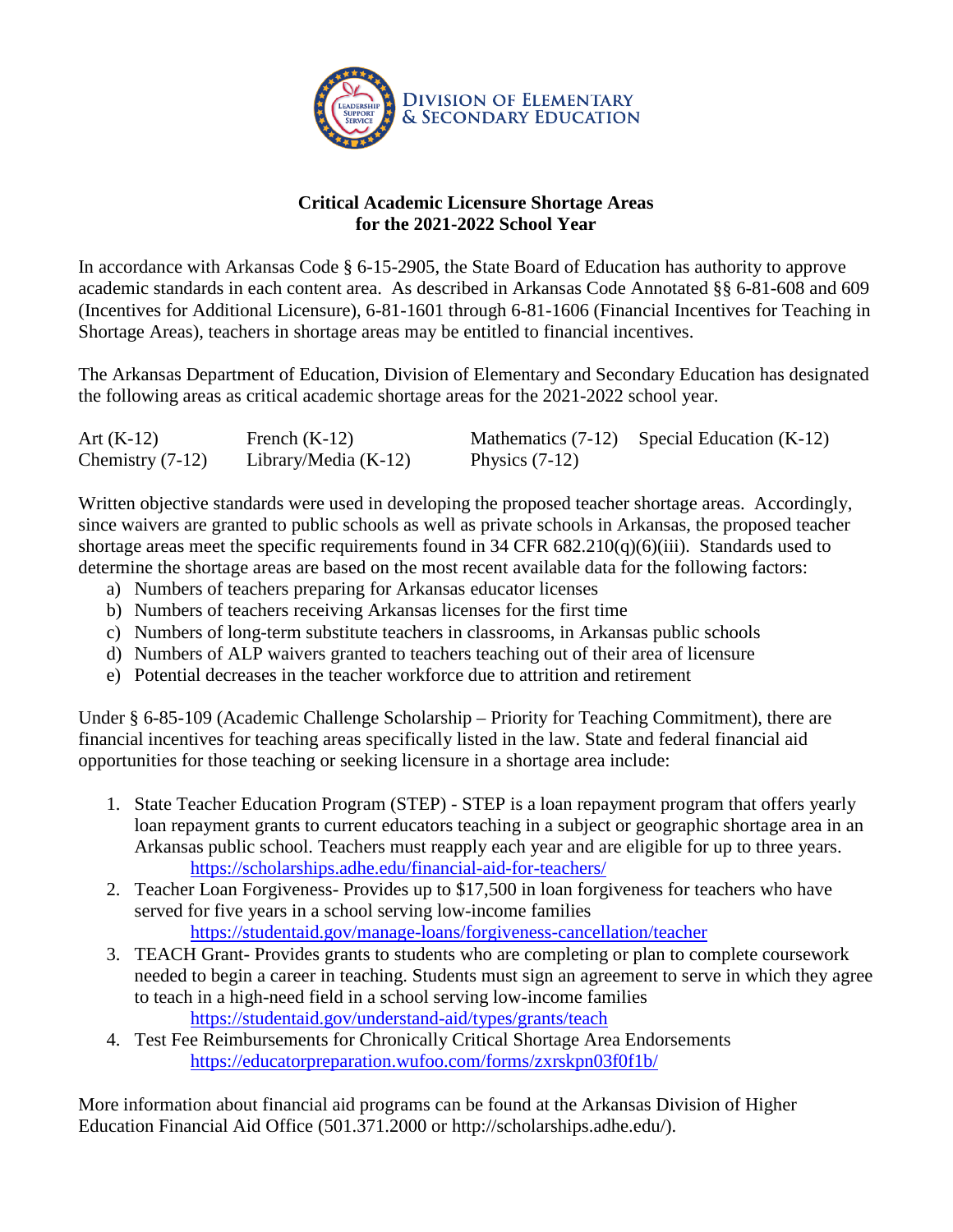DIVISION OF ELEMENTARY & SECONDARY EDUCATION

# Critical Academic Licensure Shortage Areas for the 2021-2022 School Year

In accordance with Arkansas Code § 6-15-2905, the State Board of Education has authority to approve academic standards in each content area. As described in Arkansas Code Annotated §§ 6-81-608 and 609 (Incentives for Additional Licensure), 6-81-1601 through 6-81-1606 (Financial Incentives for Teaching in Shortage Areas), teachers in shortage areas may be entitled to financial incentives.

The Arkansas Department of Education, Division of Elementary and Secondary Education has designated the following areas as critical academic shortage areas for the 2021-2022 school year.

| | | | |
|---|---|---|---|
| Art (K-12) | French (K-12) | Mathematics (7-12) | Special Education (K-12) |
| Chemistry (7-12) | Library/Media (K-12) | Physics (7-12) | |

Written objective standards were used in developing the proposed teacher shortage areas. Accordingly, since waivers are granted to public schools as well as private schools in Arkansas, the proposed teacher shortage areas meet the specific requirements found in 34 CFR 682.210(q)(6)(iii). Standards used to determine the shortage areas are based on the most recent available data for the following factors:

a) Numbers of teachers preparing for Arkansas educator licenses
b) Numbers of teachers receiving Arkansas licenses for the first time
c) Numbers of long-term substitute teachers in classrooms, in Arkansas public schools
d) Numbers of ALP waivers granted to teachers teaching out of their area of licensure
e) Potential decreases in the teacher workforce due to attrition and retirement

Under § 6-85-109 (Academic Challenge Scholarship – Priority for Teaching Commitment), there are financial incentives for teaching areas specifically listed in the law. State and federal financial aid opportunities for those teaching or seeking licensure in a shortage area include:

1. State Teacher Education Program (STEP) - STEP is a loan repayment program that offers yearly loan repayment grants to current educators teaching in a subject or geographic shortage area in an Arkansas public school. Teachers must reapply each year and are eligible for up to three years.
   https://scholarships.adhe.edu/financial-aid-for-teachers/
2. Teacher Loan Forgiveness- Provides up to $17,500 in loan forgiveness for teachers who have served for five years in a school serving low-income families
   https://studentaid.gov/manage-loans/forgiveness-cancellation/teacher
3. TEACH Grant- Provides grants to students who are completing or plan to complete coursework needed to begin a career in teaching. Students must sign an agreement to serve in which they agree to teach in a high-need field in a school serving low-income families
   https://studentaid.gov/understand-aid/types/grants/teach
4. Test Fee Reimbursements for Chronically Critical Shortage Area Endorsements
   https://educatorpreparation.wufoo.com/forms/zxrskpn03f0f1b/

More information about financial aid programs can be found at the Arkansas Division of Higher Education Financial Aid Office (501.371.2000 or http://scholarships.adhe.edu/).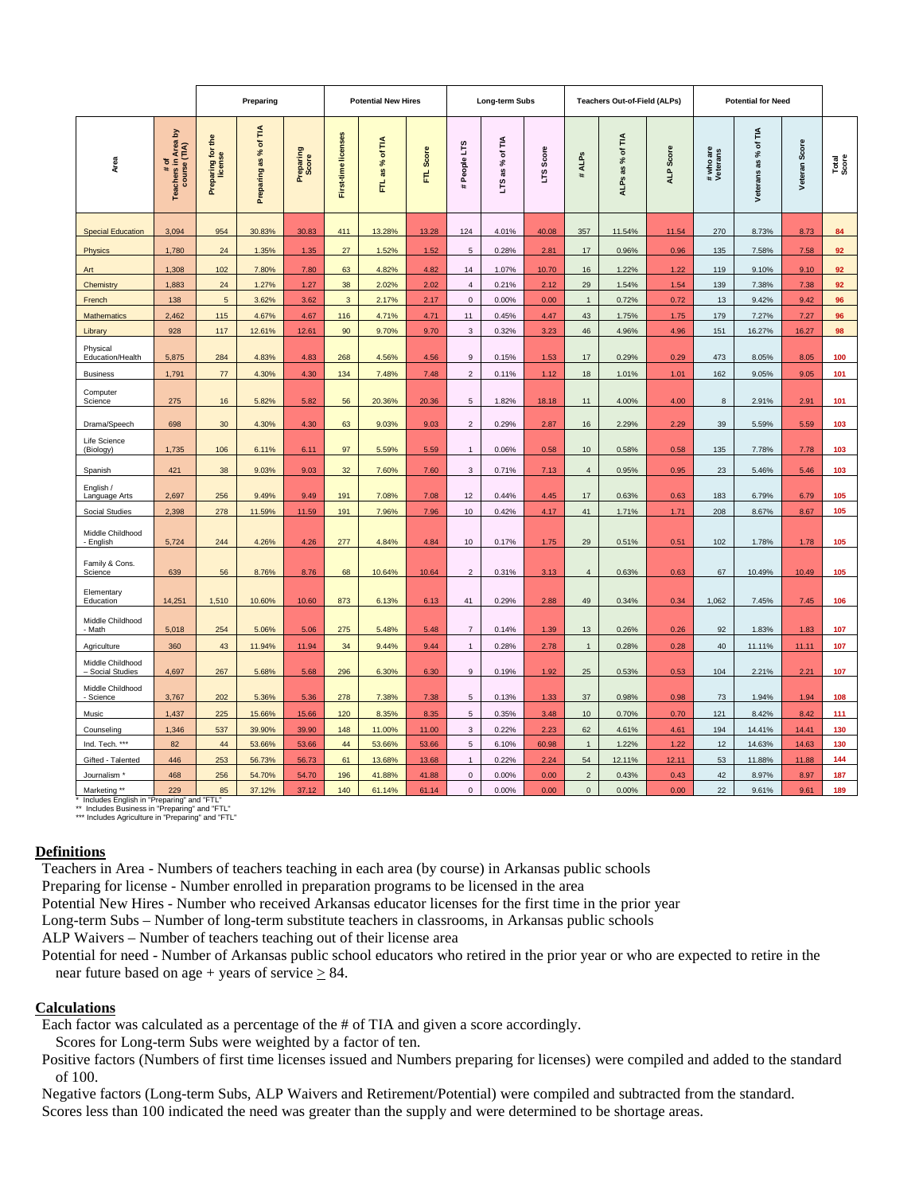| | | Preparing | | | Potential New Hires | | | Long-term Subs | | | Teachers Out-of-Field (ALPs) | | | Potential for Need | | | |
|---|---|---|---|---|---|---|---|---|---|---|---|---|---|---|---|---|---|
| Area | # of Teachers in Area by course (TIA) | Preparing for the license | Preparing as % of TIA | Preparing Score | First-time licenses | FTL as % of TIA | FTL Score | # People LTS | LTS as % of TIA | LTS Score | # ALPs | ALPs as % of TIA | ALP Score | # who are Veterans | Veterans as % of TIA | Veteran Score | Total Score |
| Special Education | 3,094 | 954 | 30.83% | 30.83 | 411 | 13.28% | 13.28 | 124 | 4.01% | 40.08 | 357 | 11.54% | 11.54 | 270 | 8.73% | 8.73 | 84 |
| Physics | 1,780 | 24 | 1.35% | 1.35 | 27 | 1.52% | 1.52 | 5 | 0.28% | 2.81 | 17 | 0.96% | 0.96 | 135 | 7.58% | 7.58 | 92 |
| Art | 1,308 | 102 | 7.80% | 7.80 | 63 | 4.82% | 4.82 | 14 | 1.07% | 10.70 | 16 | 1.22% | 1.22 | 119 | 9.10% | 9.10 | 92 |
| Chemistry | 1,883 | 24 | 1.27% | 1.27 | 38 | 2.02% | 2.02 | 4 | 0.21% | 2.12 | 29 | 1.54% | 1.54 | 139 | 7.38% | 7.38 | 92 |
| French | 138 | 5 | 3.62% | 3.62 | 3 | 2.17% | 2.17 | 0 | 0.00% | 0.00 | 1 | 0.72% | 0.72 | 13 | 9.42% | 9.42 | 96 |
| Mathematics | 2,462 | 115 | 4.67% | 4.67 | 116 | 4.71% | 4.71 | 11 | 0.45% | 4.47 | 43 | 1.75% | 1.75 | 179 | 7.27% | 7.27 | 96 |
| Library | 928 | 117 | 12.61% | 12.61 | 90 | 9.70% | 9.70 | 3 | 0.32% | 3.23 | 46 | 4.96% | 4.96 | 151 | 16.27% | 16.27 | 98 |
| Physical Education/Health | 5,875 | 284 | 4.83% | 4.83 | 268 | 4.56% | 4.56 | 9 | 0.15% | 1.53 | 17 | 0.29% | 0.29 | 473 | 8.05% | 8.05 | 100 |
| Business | 1,791 | 77 | 4.30% | 4.30 | 134 | 7.48% | 7.48 | 2 | 0.11% | 1.12 | 18 | 1.01% | 1.01 | 162 | 9.05% | 9.05 | 101 |
| Computer Science | 275 | 16 | 5.82% | 5.82 | 56 | 20.36% | 20.36 | 5 | 1.82% | 18.18 | 11 | 4.00% | 4.00 | 8 | 2.91% | 2.91 | 101 |
| Drama/Speech | 698 | 30 | 4.30% | 4.30 | 63 | 9.03% | 9.03 | 2 | 0.29% | 2.87 | 16 | 2.29% | 2.29 | 39 | 5.59% | 5.59 | 103 |
| Life Science (Biology) | 1,735 | 106 | 6.11% | 6.11 | 97 | 5.59% | 5.59 | 1 | 0.06% | 0.58 | 10 | 0.58% | 0.58 | 135 | 7.78% | 7.78 | 103 |
| Spanish | 421 | 38 | 9.03% | 9.03 | 32 | 7.60% | 7.60 | 3 | 0.71% | 7.13 | 4 | 0.95% | 0.95 | 23 | 5.46% | 5.46 | 103 |
| English / Language Arts | 2,697 | 256 | 9.49% | 9.49 | 191 | 7.08% | 7.08 | 12 | 0.44% | 4.45 | 17 | 0.63% | 0.63 | 183 | 6.79% | 6.79 | 105 |
| Social Studies | 2,398 | 278 | 11.59% | 11.59 | 191 | 7.96% | 7.96 | 10 | 0.42% | 4.17 | 41 | 1.71% | 1.71 | 208 | 8.67% | 8.67 | 105 |
| Middle Childhood - English | 5,724 | 244 | 4.26% | 4.26 | 277 | 4.84% | 4.84 | 10 | 0.17% | 1.75 | 29 | 0.51% | 0.51 | 102 | 1.78% | 1.78 | 105 |
| Family & Cons. Science | 639 | 56 | 8.76% | 8.76 | 68 | 10.64% | 10.64 | 2 | 0.31% | 3.13 | 4 | 0.63% | 0.63 | 67 | 10.49% | 10.49 | 105 |
| Elementary Education | 14,251 | 1,510 | 10.60% | 10.60 | 873 | 6.13% | 6.13 | 41 | 0.29% | 2.88 | 49 | 0.34% | 0.34 | 1,062 | 7.45% | 7.45 | 106 |
| Middle Childhood - Math | 5,018 | 254 | 5.06% | 5.06 | 275 | 5.48% | 5.48 | 7 | 0.14% | 1.39 | 13 | 0.26% | 0.26 | 92 | 1.83% | 1.83 | 107 |
| Agriculture | 360 | 43 | 11.94% | 11.94 | 34 | 9.44% | 9.44 | 1 | 0.28% | 2.78 | 1 | 0.28% | 0.28 | 40 | 11.11% | 11.11 | 107 |
| Middle Childhood – Social Studies | 4,697 | 267 | 5.68% | 5.68 | 296 | 6.30% | 6.30 | 9 | 0.19% | 1.92 | 25 | 0.53% | 0.53 | 104 | 2.21% | 2.21 | 107 |
| Middle Childhood - Science | 3,767 | 202 | 5.36% | 5.36 | 278 | 7.38% | 7.38 | 5 | 0.13% | 1.33 | 37 | 0.98% | 0.98 | 73 | 1.94% | 1.94 | 108 |
| Music | 1,437 | 225 | 15.66% | 15.66 | 120 | 8.35% | 8.35 | 5 | 0.35% | 3.48 | 10 | 0.70% | 0.70 | 121 | 8.42% | 8.42 | 111 |
| Counseling | 1,346 | 537 | 39.90% | 39.90 | 148 | 11.00% | 11.00 | 3 | 0.22% | 2.23 | 62 | 4.61% | 4.61 | 194 | 14.41% | 14.41 | 130 |
| Ind. Tech. *** | 82 | 44 | 53.66% | 53.66 | 44 | 53.66% | 53.66 | 5 | 6.10% | 60.98 | 1 | 1.22% | 1.22 | 12 | 14.63% | 14.63 | 130 |
| Gifted - Talented | 446 | 253 | 56.73% | 56.73 | 61 | 13.68% | 13.68 | 1 | 0.22% | 2.24 | 54 | 12.11% | 12.11 | 53 | 11.88% | 11.88 | 144 |
| Journalism * | 468 | 256 | 54.70% | 54.70 | 196 | 41.88% | 41.88 | 0 | 0.00% | 0.00 | 2 | 0.43% | 0.43 | 42 | 8.97% | 8.97 | 187 |
| Marketing ** | 229 | 85 | 37.12% | 37.12 | 140 | 61.14% | 61.14 | 0 | 0.00% | 0.00 | 0 | 0.00% | 0.00 | 22 | 9.61% | 9.61 | 189 |

\* Includes English in "Preparing" and "FTL"
** Includes Business in "Preparing" and "FTL"
*** Includes Agriculture in "Preparing" and "FTL"

## Definitions

Teachers in Area - Numbers of teachers teaching in each area (by course) in Arkansas public schools
Preparing for license - Number enrolled in preparation programs to be licensed in the area
Potential New Hires - Number who received Arkansas educator licenses for the first time in the prior year
Long-term Subs – Number of long-term substitute teachers in classrooms, in Arkansas public schools
ALP Waivers – Number of teachers teaching out of their license area
Potential for need - Number of Arkansas public school educators who retired in the prior year or who are expected to retire in the near future based on age + years of service $\geq$ 84.

## Calculations

Each factor was calculated as a percentage of the # of TIA and given a score accordingly.
Scores for Long-term Subs were weighted by a factor of ten.
Positive factors (Numbers of first time licenses issued and Numbers preparing for licenses) were compiled and added to the standard of 100.
Negative factors (Long-term Subs, ALP Waivers and Retirement/Potential) were compiled and subtracted from the standard.
Scores less than 100 indicated the need was greater than the supply and were determined to be shortage areas.